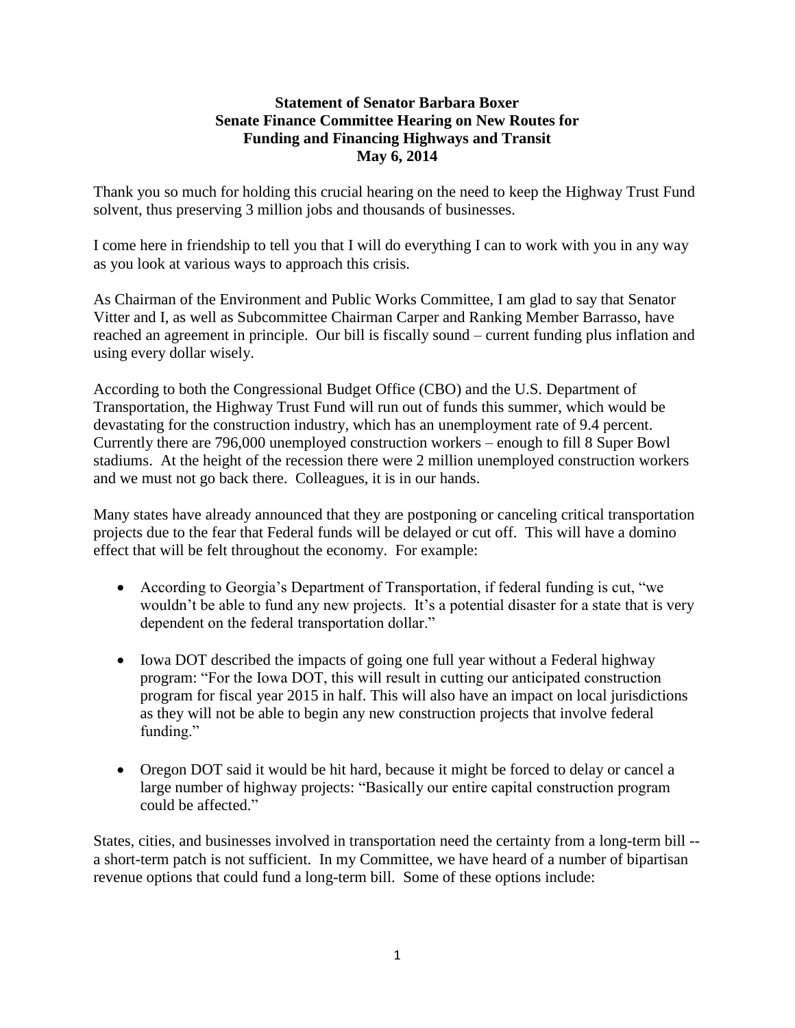**Statement of Senator Barbara Boxer**
**Senate Finance Committee Hearing on New Routes for Funding and Financing Highways and Transit**
**May 6, 2014**

Thank you so much for holding this crucial hearing on the need to keep the Highway Trust Fund solvent, thus preserving 3 million jobs and thousands of businesses.

I come here in friendship to tell you that I will do everything I can to work with you in any way as you look at various ways to approach this crisis.

As Chairman of the Environment and Public Works Committee, I am glad to say that Senator Vitter and I, as well as Subcommittee Chairman Carper and Ranking Member Barrasso, have reached an agreement in principle. Our bill is fiscally sound – current funding plus inflation and using every dollar wisely.

According to both the Congressional Budget Office (CBO) and the U.S. Department of Transportation, the Highway Trust Fund will run out of funds this summer, which would be devastating for the construction industry, which has an unemployment rate of 9.4 percent. Currently there are 796,000 unemployed construction workers – enough to fill 8 Super Bowl stadiums. At the height of the recession there were 2 million unemployed construction workers and we must not go back there. Colleagues, it is in our hands.

Many states have already announced that they are postponing or canceling critical transportation projects due to the fear that Federal funds will be delayed or cut off. This will have a domino effect that will be felt throughout the economy. For example:

- According to Georgia's Department of Transportation, if federal funding is cut, "we wouldn't be able to fund any new projects. It's a potential disaster for a state that is very dependent on the federal transportation dollar."
- Iowa DOT described the impacts of going one full year without a Federal highway program: "For the Iowa DOT, this will result in cutting our anticipated construction program for fiscal year 2015 in half. This will also have an impact on local jurisdictions as they will not be able to begin any new construction projects that involve federal funding."
- Oregon DOT said it would be hit hard, because it might be forced to delay or cancel a large number of highway projects: "Basically our entire capital construction program could be affected."

States, cities, and businesses involved in transportation need the certainty from a long-term bill -- a short-term patch is not sufficient. In my Committee, we have heard of a number of bipartisan revenue options that could fund a long-term bill. Some of these options include: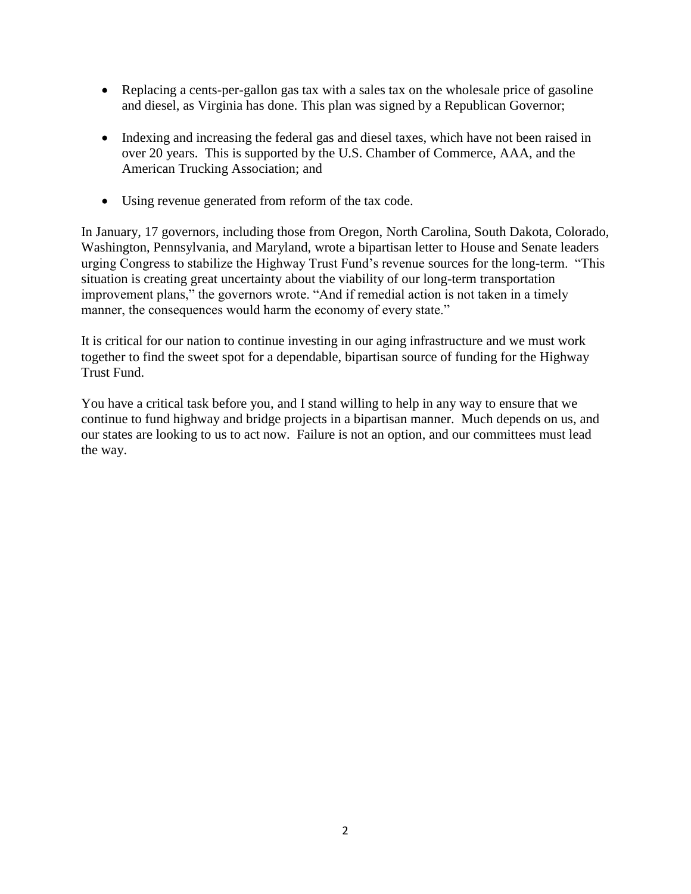- Replacing a cents-per-gallon gas tax with a sales tax on the wholesale price of gasoline and diesel, as Virginia has done. This plan was signed by a Republican Governor;

- Indexing and increasing the federal gas and diesel taxes, which have not been raised in over 20 years. This is supported by the U.S. Chamber of Commerce, AAA, and the American Trucking Association; and

- Using revenue generated from reform of the tax code.

In January, 17 governors, including those from Oregon, North Carolina, South Dakota, Colorado, Washington, Pennsylvania, and Maryland, wrote a bipartisan letter to House and Senate leaders urging Congress to stabilize the Highway Trust Fund's revenue sources for the long-term. "This situation is creating great uncertainty about the viability of our long-term transportation improvement plans," the governors wrote. "And if remedial action is not taken in a timely manner, the consequences would harm the economy of every state."

It is critical for our nation to continue investing in our aging infrastructure and we must work together to find the sweet spot for a dependable, bipartisan source of funding for the Highway Trust Fund.

You have a critical task before you, and I stand willing to help in any way to ensure that we continue to fund highway and bridge projects in a bipartisan manner. Much depends on us, and our states are looking to us to act now. Failure is not an option, and our committees must lead the way.